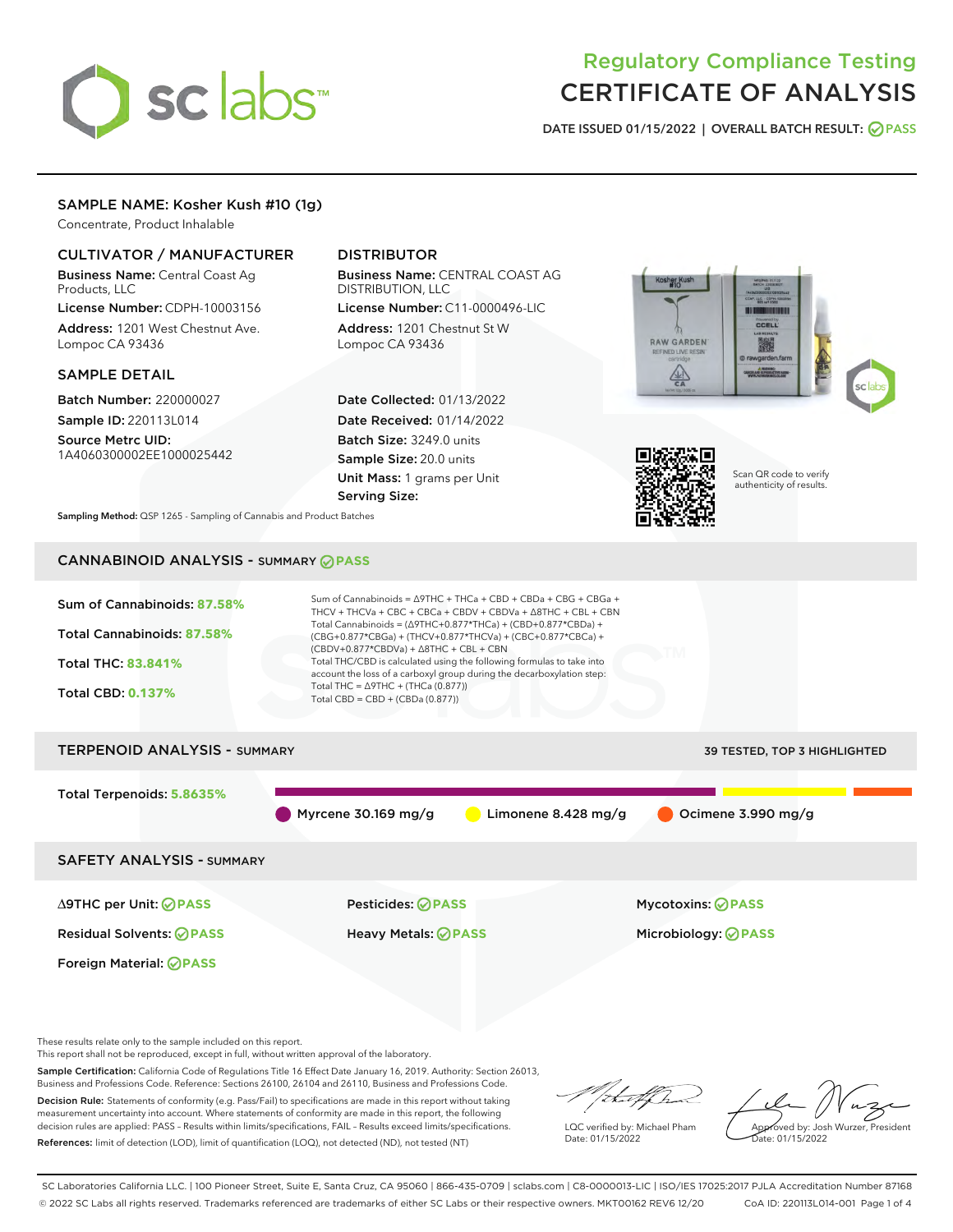# Regulatory Compliance Testing
# CERTIFICATE OF ANALYSIS

DATE ISSUED 01/15/2022 | OVERALL BATCH RESULT: PASS

## SAMPLE NAME: Kosher Kush #10 (1g)

Concentrate, Product Inhalable

### CULTIVATOR / MANUFACTURER

**Business Name:** Central Coast Ag Products, LLC
**License Number:** CDPH-10003156
**Address:** 1201 West Chestnut Ave. Lompoc CA 93436

### DISTRIBUTOR

**Business Name:** CENTRAL COAST AG DISTRIBUTION, LLC
**License Number:** C11-0000496-LIC
**Address:** 1201 Chestnut St W Lompoc CA 93436

### SAMPLE DETAIL

**Batch Number:** 220000027
**Sample ID:** 220113L014
**Source Metrc UID:** 1A4060300002EE1000025442

**Date Collected:** 01/13/2022
**Date Received:** 01/14/2022
**Batch Size:** 3249.0 units
**Sample Size:** 20.0 units
**Unit Mass:** 1 grams per Unit
**Serving Size:**

Scan QR code to verify authenticity of results.

**Sampling Method:** QSP 1265 - Sampling of Cannabis and Product Batches

## CANNABINOID ANALYSIS - SUMMARY PASS

Sum of Cannabinoids: **87.58%**
Total Cannabinoids: **87.58%**
Total THC: **83.841%**
Total CBD: **0.137%**

Sum of Cannabinoids = Δ9THC + THCa + CBD + CBDa + CBG + CBGa + THCV + THCVa + CBC + CBCa + CBDV + CBDVa + Δ8THC + CBL + CBN
Total Cannabinoids = (Δ9THC+0.877*THCa) + (CBD+0.877*CBDa) + (CBG+0.877*CBGa) + (THCV+0.877*THCVa) + (CBC+0.877*CBCa) + (CBDV+0.877*CBDVa) + Δ8THC + CBL + CBN
Total THC/CBD is calculated using the following formulas to take into account the loss of a carboxyl group during the decarboxylation step:
Total THC = Δ9THC + (THCa (0.877))
Total CBD = CBD + (CBDa (0.877))

## TERPENOID ANALYSIS - SUMMARY

39 TESTED, TOP 3 HIGHLIGHTED

Total Terpenoids: **5.8635%**

Myrcene 30.169 mg/g | Limonene 8.428 mg/g | Ocimene 3.990 mg/g

## SAFETY ANALYSIS - SUMMARY

| | | |
|---|---|---|
| Δ9THC per Unit: PASS | Pesticides: PASS | Mycotoxins: PASS |
| Residual Solvents: PASS | Heavy Metals: PASS | Microbiology: PASS |
| Foreign Material: PASS | | |

These results relate only to the sample included on this report.
This report shall not be reproduced, except in full, without written approval of the laboratory.

**Sample Certification:** California Code of Regulations Title 16 Effect Date January 16, 2019. Authority: Section 26013, Business and Professions Code. Reference: Sections 26100, 26104 and 26110, Business and Professions Code.

**Decision Rule:** Statements of conformity (e.g. Pass/Fail) to specifications are made in this report without taking measurement uncertainty into account. Where statements of conformity are made in this report, the following decision rules are applied: PASS – Results within limits/specifications, FAIL – Results exceed limits/specifications.

**References:** limit of detection (LOD), limit of quantification (LOQ), not detected (ND), not tested (NT)

LQC verified by: Michael Pham
Date: 01/15/2022

Approved by: Josh Wurzer, President
Date: 01/15/2022

SC Laboratories California LLC. | 100 Pioneer Street, Suite E, Santa Cruz, CA 95060 | 866-435-0709 | sclabs.com | C8-0000013-LIC | ISO/IES 17025:2017 PJLA Accreditation Number 87168
© 2022 SC Labs all rights reserved. Trademarks referenced are trademarks of either SC Labs or their respective owners. MKT00162 REV6 12/20 CoA ID: 220113L014-001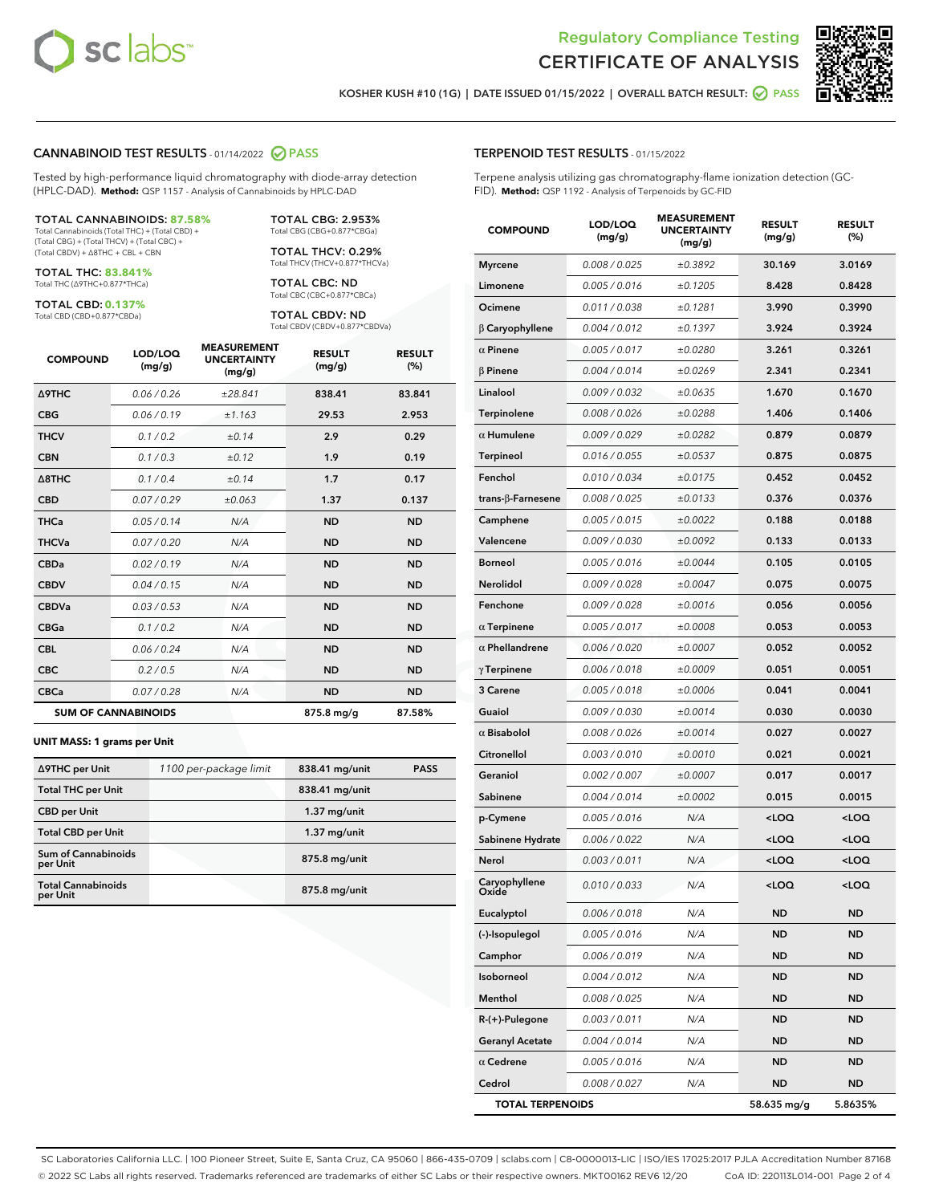# Regulatory Compliance Testing
# CERTIFICATE OF ANALYSIS

KOSHER KUSH #10 (1G) | DATE ISSUED 01/15/2022 | OVERALL BATCH RESULT: PASS

## CANNABINOID TEST RESULTS - 01/14/2022 PASS

Tested by high-performance liquid chromatography with diode-array detection (HPLC-DAD). **Method:** QSP 1157 - Analysis of Cannabinoids by HPLC-DAD

**TOTAL CANNABINOIDS: 87.58%**
Total Cannabinoids (Total THC) + (Total CBD) + (Total CBG) + (Total THCV) + (Total CBC) + (Total CBDV) + Δ8THC + CBL + CBN

**TOTAL THC: 83.841%**
Total THC (Δ9THC+0.877*THCa)

**TOTAL CBD: 0.137%**
Total CBD (CBD+0.877*CBDa)

**TOTAL CBG: 2.953%**
Total CBG (CBG+0.877*CBGa)

**TOTAL THCV: 0.29%**
Total THCV (THCV+0.877*THCVa)

**TOTAL CBC: ND**
Total CBC (CBC+0.877*CBCa)

**TOTAL CBDV: ND**
Total CBDV (CBDV+0.877*CBDVa)

| COMPOUND | LOD/LOQ (mg/g) | MEASUREMENT UNCERTAINTY (mg/g) | RESULT (mg/g) | RESULT (%) |
|---|---|---|---|---|
| Δ9THC | 0.06 / 0.26 | ±28.841 | 838.41 | 83.841 |
| CBG | 0.06 / 0.19 | ±1.163 | 29.53 | 2.953 |
| THCV | 0.1 / 0.2 | ±0.14 | 2.9 | 0.29 |
| CBN | 0.1 / 0.3 | ±0.12 | 1.9 | 0.19 |
| Δ8THC | 0.1 / 0.4 | ±0.14 | 1.7 | 0.17 |
| CBD | 0.07 / 0.29 | ±0.063 | 1.37 | 0.137 |
| THCa | 0.05 / 0.14 | N/A | ND | ND |
| THCVa | 0.07 / 0.20 | N/A | ND | ND |
| CBDa | 0.02 / 0.19 | N/A | ND | ND |
| CBDV | 0.04 / 0.15 | N/A | ND | ND |
| CBDVa | 0.03 / 0.53 | N/A | ND | ND |
| CBGa | 0.1 / 0.2 | N/A | ND | ND |
| CBL | 0.06 / 0.24 | N/A | ND | ND |
| CBC | 0.2 / 0.5 | N/A | ND | ND |
| CBCa | 0.07 / 0.28 | N/A | ND | ND |
| **SUM OF CANNABINOIDS** | | | 875.8 mg/g | 87.58% |

**UNIT MASS: 1 grams per Unit**

| | | | |
|---|---|---|---|
| Δ9THC per Unit | 1100 per-package limit | 838.41 mg/unit | PASS |
| Total THC per Unit | | 838.41 mg/unit | |
| CBD per Unit | | 1.37 mg/unit | |
| Total CBD per Unit | | 1.37 mg/unit | |
| Sum of Cannabinoids per Unit | | 875.8 mg/unit | |
| Total Cannabinoids per Unit | | 875.8 mg/unit | |

## TERPENOID TEST RESULTS - 01/15/2022

Terpene analysis utilizing gas chromatography-flame ionization detection (GC-FID). **Method:** QSP 1192 - Analysis of Terpenoids by GC-FID

| COMPOUND | LOD/LOQ (mg/g) | MEASUREMENT UNCERTAINTY (mg/g) | RESULT (mg/g) | RESULT (%) |
|---|---|---|---|---|
| Myrcene | 0.008 / 0.025 | ±0.3892 | 30.169 | 3.0169 |
| Limonene | 0.005 / 0.016 | ±0.1205 | 8.428 | 0.8428 |
| Ocimene | 0.011 / 0.038 | ±0.1281 | 3.990 | 0.3990 |
| β Caryophyllene | 0.004 / 0.012 | ±0.1397 | 3.924 | 0.3924 |
| α Pinene | 0.005 / 0.017 | ±0.0280 | 3.261 | 0.3261 |
| β Pinene | 0.004 / 0.014 | ±0.0269 | 2.341 | 0.2341 |
| Linalool | 0.009 / 0.032 | ±0.0635 | 1.670 | 0.1670 |
| Terpinolene | 0.008 / 0.026 | ±0.0288 | 1.406 | 0.1406 |
| α Humulene | 0.009 / 0.029 | ±0.0282 | 0.879 | 0.0879 |
| Terpineol | 0.016 / 0.055 | ±0.0537 | 0.875 | 0.0875 |
| Fenchol | 0.010 / 0.034 | ±0.0175 | 0.452 | 0.0452 |
| trans-β-Farnesene | 0.008 / 0.025 | ±0.0133 | 0.376 | 0.0376 |
| Camphene | 0.005 / 0.015 | ±0.0022 | 0.188 | 0.0188 |
| Valencene | 0.009 / 0.030 | ±0.0092 | 0.133 | 0.0133 |
| Borneol | 0.005 / 0.016 | ±0.0044 | 0.105 | 0.0105 |
| Nerolidol | 0.009 / 0.028 | ±0.0047 | 0.075 | 0.0075 |
| Fenchone | 0.009 / 0.028 | ±0.0016 | 0.056 | 0.0056 |
| α Terpinene | 0.005 / 0.017 | ±0.0008 | 0.053 | 0.0053 |
| α Phellandrene | 0.006 / 0.020 | ±0.0007 | 0.052 | 0.0052 |
| γ Terpinene | 0.006 / 0.018 | ±0.0009 | 0.051 | 0.0051 |
| 3 Carene | 0.005 / 0.018 | ±0.0006 | 0.041 | 0.0041 |
| Guaiol | 0.009 / 0.030 | ±0.0014 | 0.030 | 0.0030 |
| α Bisabolol | 0.008 / 0.026 | ±0.0014 | 0.027 | 0.0027 |
| Citronellol | 0.003 / 0.010 | ±0.0010 | 0.021 | 0.0021 |
| Geraniol | 0.002 / 0.007 | ±0.0007 | 0.017 | 0.0017 |
| Sabinene | 0.004 / 0.014 | ±0.0002 | 0.015 | 0.0015 |
| p-Cymene | 0.005 / 0.016 | N/A | <LOQ | <LOQ |
| Sabinene Hydrate | 0.006 / 0.022 | N/A | <LOQ | <LOQ |
| Nerol | 0.003 / 0.011 | N/A | <LOQ | <LOQ |
| Caryophyllene Oxide | 0.010 / 0.033 | N/A | <LOQ | <LOQ |
| Eucalyptol | 0.006 / 0.018 | N/A | ND | ND |
| (-)-Isopulegol | 0.005 / 0.016 | N/A | ND | ND |
| Camphor | 0.006 / 0.019 | N/A | ND | ND |
| Isoborneol | 0.004 / 0.012 | N/A | ND | ND |
| Menthol | 0.008 / 0.025 | N/A | ND | ND |
| R-(+)-Pulegone | 0.003 / 0.011 | N/A | ND | ND |
| Geranyl Acetate | 0.004 / 0.014 | N/A | ND | ND |
| α Cedrene | 0.005 / 0.016 | N/A | ND | ND |
| Cedrol | 0.008 / 0.027 | N/A | ND | ND |
| **TOTAL TERPENOIDS** | | | 58.635 mg/g | 5.8635% |

SC Laboratories California LLC. | 100 Pioneer Street, Suite E, Santa Cruz, CA 95060 | 866-435-0709 | sclabs.com | C8-0000013-LIC | ISO/IES 17025:2017 PJLA Accreditation Number 87168
© 2022 SC Labs all rights reserved. Trademarks referenced are trademarks of either SC Labs or their respective owners. MKT00162 REV6 12/20 CoA ID: 220113L014-001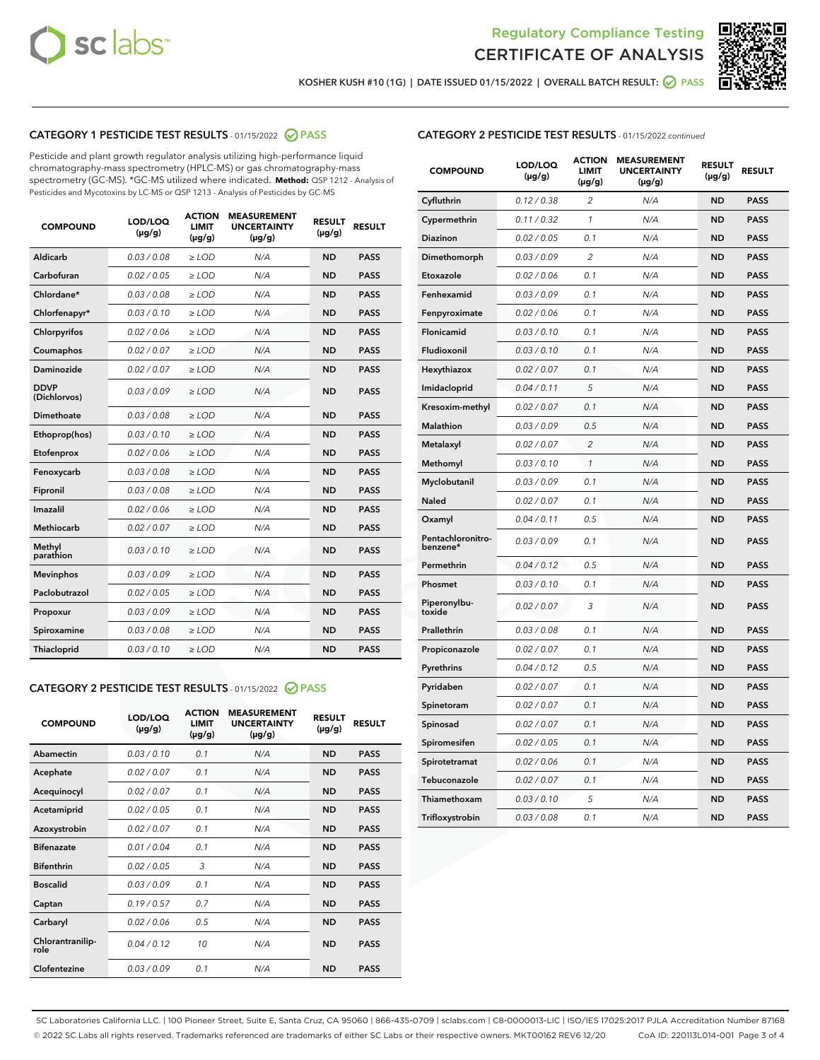Regulatory Compliance Testing
CERTIFICATE OF ANALYSIS

KOSHER KUSH #10 (1G) | DATE ISSUED 01/15/2022 | OVERALL BATCH RESULT: PASS

## CATEGORY 1 PESTICIDE TEST RESULTS - 01/15/2022 PASS

Pesticide and plant growth regulator analysis utilizing high-performance liquid chromatography-mass spectrometry (HPLC-MS) or gas chromatography-mass spectrometry (GC-MS). *GC-MS utilized where indicated. **Method:** QSP 1212 - Analysis of Pesticides and Mycotoxins by LC-MS or QSP 1213 - Analysis of Pesticides by GC-MS

| COMPOUND | LOD/LOQ (µg/g) | ACTION LIMIT (µg/g) | MEASUREMENT UNCERTAINTY (µg/g) | RESULT (µg/g) | RESULT |
|---|---|---|---|---|---|
| Aldicarb | 0.03 / 0.08 | ≥ LOD | N/A | ND | PASS |
| Carbofuran | 0.02 / 0.05 | ≥ LOD | N/A | ND | PASS |
| Chlordane* | 0.03 / 0.08 | ≥ LOD | N/A | ND | PASS |
| Chlorfenapyr* | 0.03 / 0.10 | ≥ LOD | N/A | ND | PASS |
| Chlorpyrifos | 0.02 / 0.06 | ≥ LOD | N/A | ND | PASS |
| Coumaphos | 0.02 / 0.07 | ≥ LOD | N/A | ND | PASS |
| Daminozide | 0.02 / 0.07 | ≥ LOD | N/A | ND | PASS |
| DDVP (Dichlorvos) | 0.03 / 0.09 | ≥ LOD | N/A | ND | PASS |
| Dimethoate | 0.03 / 0.08 | ≥ LOD | N/A | ND | PASS |
| Ethoprop(hos) | 0.03 / 0.10 | ≥ LOD | N/A | ND | PASS |
| Etofenprox | 0.02 / 0.06 | ≥ LOD | N/A | ND | PASS |
| Fenoxycarb | 0.03 / 0.08 | ≥ LOD | N/A | ND | PASS |
| Fipronil | 0.03 / 0.08 | ≥ LOD | N/A | ND | PASS |
| Imazalil | 0.02 / 0.06 | ≥ LOD | N/A | ND | PASS |
| Methiocarb | 0.02 / 0.07 | ≥ LOD | N/A | ND | PASS |
| Methyl parathion | 0.03 / 0.10 | ≥ LOD | N/A | ND | PASS |
| Mevinphos | 0.03 / 0.09 | ≥ LOD | N/A | ND | PASS |
| Paclobutrazol | 0.02 / 0.05 | ≥ LOD | N/A | ND | PASS |
| Propoxur | 0.03 / 0.09 | ≥ LOD | N/A | ND | PASS |
| Spiroxamine | 0.03 / 0.08 | ≥ LOD | N/A | ND | PASS |
| Thiacloprid | 0.03 / 0.10 | ≥ LOD | N/A | ND | PASS |

## CATEGORY 2 PESTICIDE TEST RESULTS - 01/15/2022 PASS

| COMPOUND | LOD/LOQ (µg/g) | ACTION LIMIT (µg/g) | MEASUREMENT UNCERTAINTY (µg/g) | RESULT (µg/g) | RESULT |
|---|---|---|---|---|---|
| Abamectin | 0.03 / 0.10 | 0.1 | N/A | ND | PASS |
| Acephate | 0.02 / 0.07 | 0.1 | N/A | ND | PASS |
| Acequinocyl | 0.02 / 0.07 | 0.1 | N/A | ND | PASS |
| Acetamiprid | 0.02 / 0.05 | 0.1 | N/A | ND | PASS |
| Azoxystrobin | 0.02 / 0.07 | 0.1 | N/A | ND | PASS |
| Bifenazate | 0.01 / 0.04 | 0.1 | N/A | ND | PASS |
| Bifenthrin | 0.02 / 0.05 | 3 | N/A | ND | PASS |
| Boscalid | 0.03 / 0.09 | 0.1 | N/A | ND | PASS |
| Captan | 0.19 / 0.57 | 0.7 | N/A | ND | PASS |
| Carbaryl | 0.02 / 0.06 | 0.5 | N/A | ND | PASS |
| Chlorantraniliprole | 0.04 / 0.12 | 10 | N/A | ND | PASS |
| Clofentezine | 0.03 / 0.09 | 0.1 | N/A | ND | PASS |
| Cyfluthrin | 0.12 / 0.38 | 2 | N/A | ND | PASS |
| Cypermethrin | 0.11 / 0.32 | 1 | N/A | ND | PASS |
| Diazinon | 0.02 / 0.05 | 0.1 | N/A | ND | PASS |
| Dimethomorph | 0.03 / 0.09 | 2 | N/A | ND | PASS |
| Etoxazole | 0.02 / 0.06 | 0.1 | N/A | ND | PASS |
| Fenhexamid | 0.03 / 0.09 | 0.1 | N/A | ND | PASS |
| Fenpyroximate | 0.02 / 0.06 | 0.1 | N/A | ND | PASS |
| Flonicamid | 0.03 / 0.10 | 0.1 | N/A | ND | PASS |
| Fludioxonil | 0.03 / 0.10 | 0.1 | N/A | ND | PASS |
| Hexythiazox | 0.02 / 0.07 | 0.1 | N/A | ND | PASS |
| Imidacloprid | 0.04 / 0.11 | 5 | N/A | ND | PASS |
| Kresoxim-methyl | 0.02 / 0.07 | 0.1 | N/A | ND | PASS |
| Malathion | 0.03 / 0.09 | 0.5 | N/A | ND | PASS |
| Metalaxyl | 0.02 / 0.07 | 2 | N/A | ND | PASS |
| Methomyl | 0.03 / 0.10 | 1 | N/A | ND | PASS |
| Myclobutanil | 0.03 / 0.09 | 0.1 | N/A | ND | PASS |
| Naled | 0.02 / 0.07 | 0.1 | N/A | ND | PASS |
| Oxamyl | 0.04 / 0.11 | 0.5 | N/A | ND | PASS |
| Pentachloronitrobenzene* | 0.03 / 0.09 | 0.1 | N/A | ND | PASS |
| Permethrin | 0.04 / 0.12 | 0.5 | N/A | ND | PASS |
| Phosmet | 0.03 / 0.10 | 0.1 | N/A | ND | PASS |
| Piperonylbutoxide | 0.02 / 0.07 | 3 | N/A | ND | PASS |
| Prallethrin | 0.03 / 0.08 | 0.1 | N/A | ND | PASS |
| Propiconazole | 0.02 / 0.07 | 0.1 | N/A | ND | PASS |
| Pyrethrins | 0.04 / 0.12 | 0.5 | N/A | ND | PASS |
| Pyridaben | 0.02 / 0.07 | 0.1 | N/A | ND | PASS |
| Spinetoram | 0.02 / 0.07 | 0.1 | N/A | ND | PASS |
| Spinosad | 0.02 / 0.07 | 0.1 | N/A | ND | PASS |
| Spiromesifen | 0.02 / 0.05 | 0.1 | N/A | ND | PASS |
| Spirotetramat | 0.02 / 0.06 | 0.1 | N/A | ND | PASS |
| Tebuconazole | 0.02 / 0.07 | 0.1 | N/A | ND | PASS |
| Thiamethoxam | 0.03 / 0.10 | 5 | N/A | ND | PASS |
| Trifloxystrobin | 0.03 / 0.08 | 0.1 | N/A | ND | PASS |

SC Laboratories California LLC. | 100 Pioneer Street, Suite E, Santa Cruz, CA 95060 | 866-435-0709 | sclabs.com | C8-0000013-LIC | ISO/IES 17025:2017 PJLA Accreditation Number 87168
© 2022 SC Labs all rights reserved. Trademarks referenced are trademarks of either SC Labs or their respective owners. MKT00162 REV6 12/20 CoA ID: 220113L014-001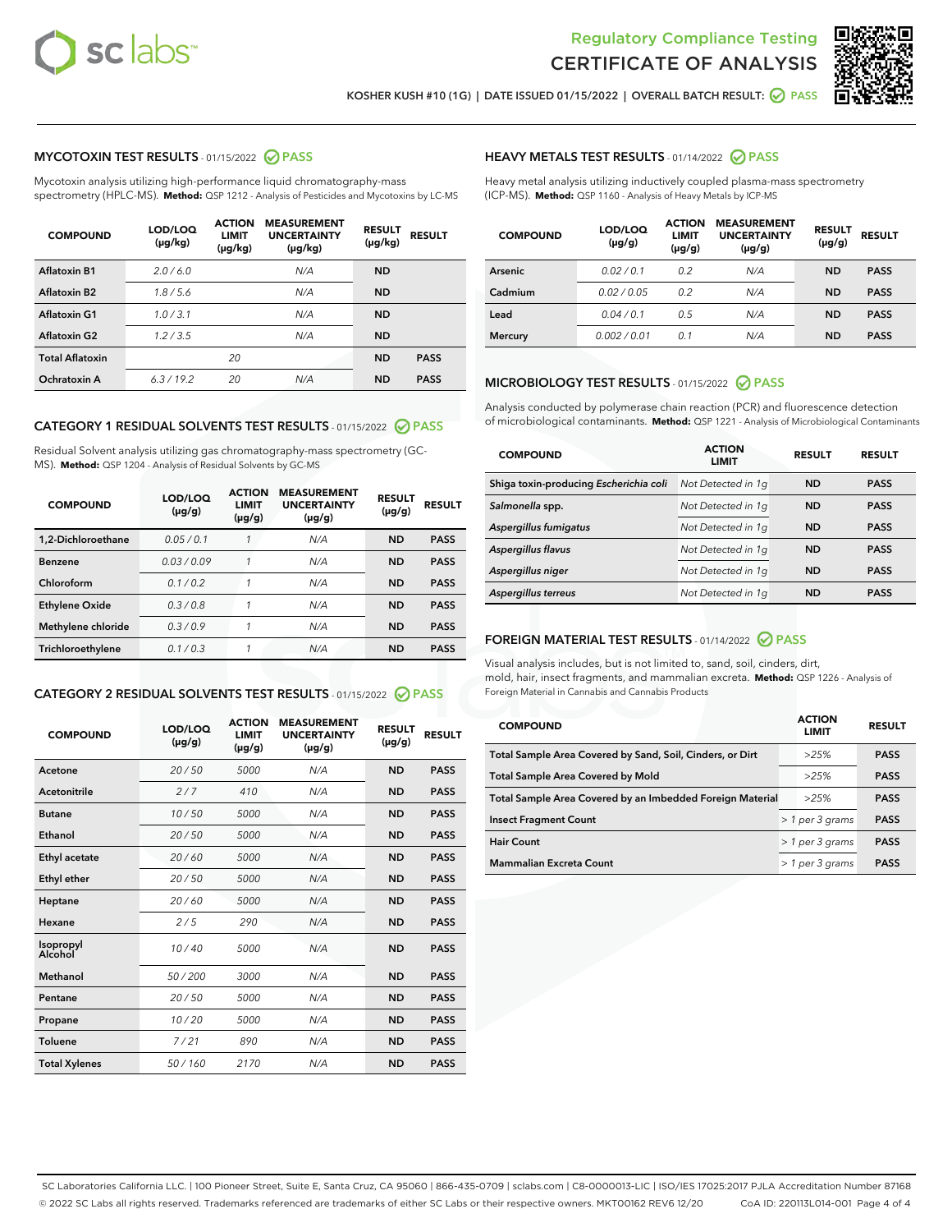Regulatory Compliance Testing

# CERTIFICATE OF ANALYSIS

KOSHER KUSH #10 (1G) | DATE ISSUED 01/15/2022 | OVERALL BATCH RESULT: PASS

## MYCOTOXIN TEST RESULTS - 01/15/2022 PASS

Mycotoxin analysis utilizing high-performance liquid chromatography-mass spectrometry (HPLC-MS). **Method:** QSP 1212 - Analysis of Pesticides and Mycotoxins by LC-MS

| COMPOUND | LOD/LOQ (µg/kg) | ACTION LIMIT (µg/kg) | MEASUREMENT UNCERTAINTY (µg/kg) | RESULT (µg/kg) | RESULT |
|---|---|---|---|---|---|
| Aflatoxin B1 | 2.0 / 6.0 | | N/A | ND | |
| Aflatoxin B2 | 1.8 / 5.6 | | N/A | ND | |
| Aflatoxin G1 | 1.0 / 3.1 | | N/A | ND | |
| Aflatoxin G2 | 1.2 / 3.5 | | N/A | ND | |
| Total Aflatoxin | | 20 | | ND | PASS |
| Ochratoxin A | 6.3 / 19.2 | 20 | N/A | ND | PASS |

## CATEGORY 1 RESIDUAL SOLVENTS TEST RESULTS - 01/15/2022 PASS

Residual Solvent analysis utilizing gas chromatography-mass spectrometry (GC-MS). **Method:** QSP 1204 - Analysis of Residual Solvents by GC-MS

| COMPOUND | LOD/LOQ (µg/g) | ACTION LIMIT (µg/g) | MEASUREMENT UNCERTAINTY (µg/g) | RESULT (µg/g) | RESULT |
|---|---|---|---|---|---|
| 1,2-Dichloroethane | 0.05 / 0.1 | 1 | N/A | ND | PASS |
| Benzene | 0.03 / 0.09 | 1 | N/A | ND | PASS |
| Chloroform | 0.1 / 0.2 | 1 | N/A | ND | PASS |
| Ethylene Oxide | 0.3 / 0.8 | 1 | N/A | ND | PASS |
| Methylene chloride | 0.3 / 0.9 | 1 | N/A | ND | PASS |
| Trichloroethylene | 0.1 / 0.3 | 1 | N/A | ND | PASS |

## CATEGORY 2 RESIDUAL SOLVENTS TEST RESULTS - 01/15/2022 PASS

| COMPOUND | LOD/LOQ (µg/g) | ACTION LIMIT (µg/g) | MEASUREMENT UNCERTAINTY (µg/g) | RESULT (µg/g) | RESULT |
|---|---|---|---|---|---|
| Acetone | 20 / 50 | 5000 | N/A | ND | PASS |
| Acetonitrile | 2 / 7 | 410 | N/A | ND | PASS |
| Butane | 10 / 50 | 5000 | N/A | ND | PASS |
| Ethanol | 20 / 50 | 5000 | N/A | ND | PASS |
| Ethyl acetate | 20 / 60 | 5000 | N/A | ND | PASS |
| Ethyl ether | 20 / 50 | 5000 | N/A | ND | PASS |
| Heptane | 20 / 60 | 5000 | N/A | ND | PASS |
| Hexane | 2 / 5 | 290 | N/A | ND | PASS |
| Isopropyl Alcohol | 10 / 40 | 5000 | N/A | ND | PASS |
| Methanol | 50 / 200 | 3000 | N/A | ND | PASS |
| Pentane | 20 / 50 | 5000 | N/A | ND | PASS |
| Propane | 10 / 20 | 5000 | N/A | ND | PASS |
| Toluene | 7 / 21 | 890 | N/A | ND | PASS |
| Total Xylenes | 50 / 160 | 2170 | N/A | ND | PASS |

## HEAVY METALS TEST RESULTS - 01/14/2022 PASS

Heavy metal analysis utilizing inductively coupled plasma-mass spectrometry (ICP-MS). **Method:** QSP 1160 - Analysis of Heavy Metals by ICP-MS

| COMPOUND | LOD/LOQ (µg/g) | ACTION LIMIT (µg/g) | MEASUREMENT UNCERTAINTY (µg/g) | RESULT (µg/g) | RESULT |
|---|---|---|---|---|---|
| Arsenic | 0.02 / 0.1 | 0.2 | N/A | ND | PASS |
| Cadmium | 0.02 / 0.05 | 0.2 | N/A | ND | PASS |
| Lead | 0.04 / 0.1 | 0.5 | N/A | ND | PASS |
| Mercury | 0.002 / 0.01 | 0.1 | N/A | ND | PASS |

## MICROBIOLOGY TEST RESULTS - 01/15/2022 PASS

Analysis conducted by polymerase chain reaction (PCR) and fluorescence detection of microbiological contaminants. **Method:** QSP 1221 - Analysis of Microbiological Contaminants

| COMPOUND | ACTION LIMIT | RESULT | RESULT |
|---|---|---|---|
| Shiga toxin-producing *Escherichia coli* | Not Detected in 1g | ND | PASS |
| *Salmonella* spp. | Not Detected in 1g | ND | PASS |
| *Aspergillus fumigatus* | Not Detected in 1g | ND | PASS |
| *Aspergillus flavus* | Not Detected in 1g | ND | PASS |
| *Aspergillus niger* | Not Detected in 1g | ND | PASS |
| *Aspergillus terreus* | Not Detected in 1g | ND | PASS |

## FOREIGN MATERIAL TEST RESULTS - 01/14/2022 PASS

Visual analysis includes, but is not limited to, sand, soil, cinders, dirt, mold, hair, insect fragments, and mammalian excreta. **Method:** QSP 1226 - Analysis of Foreign Material in Cannabis and Cannabis Products

| COMPOUND | ACTION LIMIT | RESULT |
|---|---|---|
| Total Sample Area Covered by Sand, Soil, Cinders, or Dirt | >25% | PASS |
| Total Sample Area Covered by Mold | >25% | PASS |
| Total Sample Area Covered by an Imbedded Foreign Material | >25% | PASS |
| Insect Fragment Count | > 1 per 3 grams | PASS |
| Hair Count | > 1 per 3 grams | PASS |
| Mammalian Excreta Count | > 1 per 3 grams | PASS |

SC Laboratories California LLC. | 100 Pioneer Street, Suite E, Santa Cruz, CA 95060 | 866-435-0709 | sclabs.com | C8-0000013-LIC | ISO/IES 17025:2017 PJLA Accreditation Number 87168
© 2022 SC Labs all rights reserved. Trademarks referenced are trademarks of either SC Labs or their respective owners. MKT00162 REV6 12/20 CoA ID: 220113L014-001